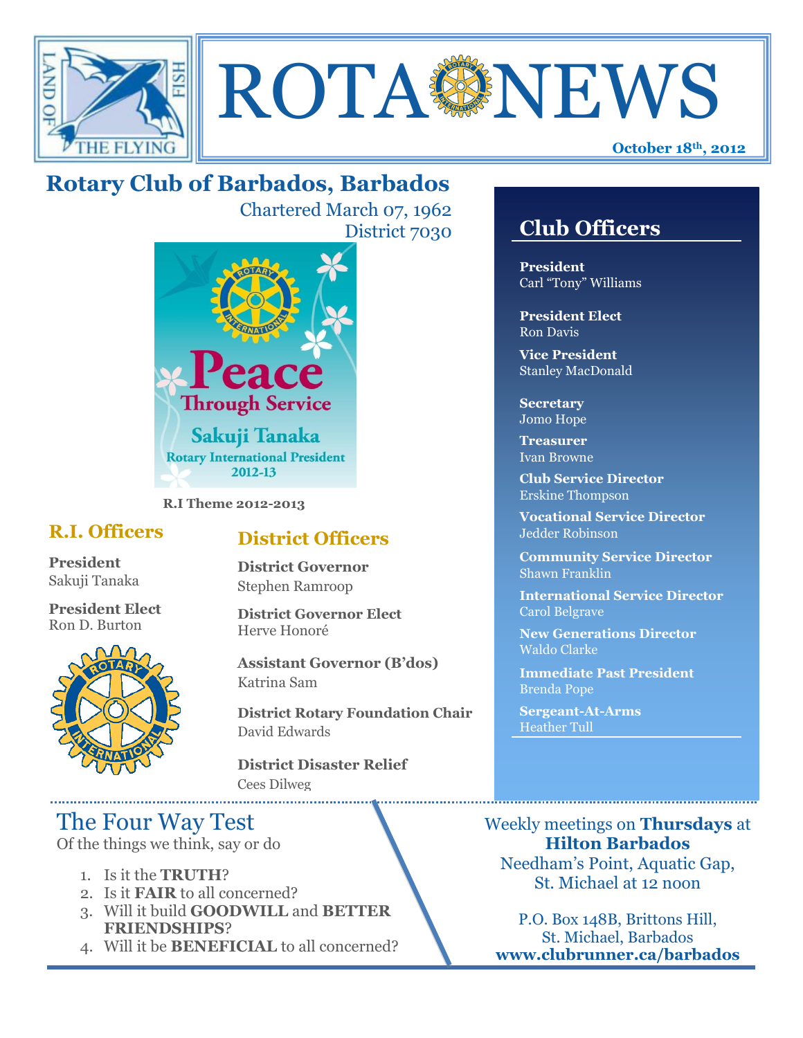# ROTA NEWS

October 18th, 2012

## Rotary Club of Barbados, Barbados

Chartered March 07, 1962
District 7030

Peace Through Service
Sakuji Tanaka
Rotary International President 2012-13

**R.I Theme 2012-2013**

### R.I. Officers

**President**
Sakuji Tanaka

**President Elect**
Ron D. Burton

### District Officers

**District Governor**
Stephen Ramroop

**District Governor Elect**
Herve Honoré

**Assistant Governor (B'dos)**
Katrina Sam

**District Rotary Foundation Chair**
David Edwards

**District Disaster Relief**
Cees Dilweg

### Club Officers

**President**
Carl "Tony" Williams

**President Elect**
Ron Davis

**Vice President**
Stanley MacDonald

**Secretary**
Jomo Hope

**Treasurer**
Ivan Browne

**Club Service Director**
Erskine Thompson

**Vocational Service Director**
Jedder Robinson

**Community Service Director**
Shawn Franklin

**International Service Director**
Carol Belgrave

**New Generations Director**
Waldo Clarke

**Immediate Past President**
Brenda Pope

**Sergeant-At-Arms**
Heather Tull

## The Four Way Test

Of the things we think, say or do

1. Is it the **TRUTH**?
2. Is it **FAIR** to all concerned?
3. Will it build **GOODWILL** and **BETTER FRIENDSHIPS**?
4. Will it be **BENEFICIAL** to all concerned?

Weekly meetings on **Thursdays** at **Hilton Barbados**
Needham's Point, Aquatic Gap, St. Michael at 12 noon

P.O. Box 148B, Brittons Hill, St. Michael, Barbados
**www.clubrunner.ca/barbados**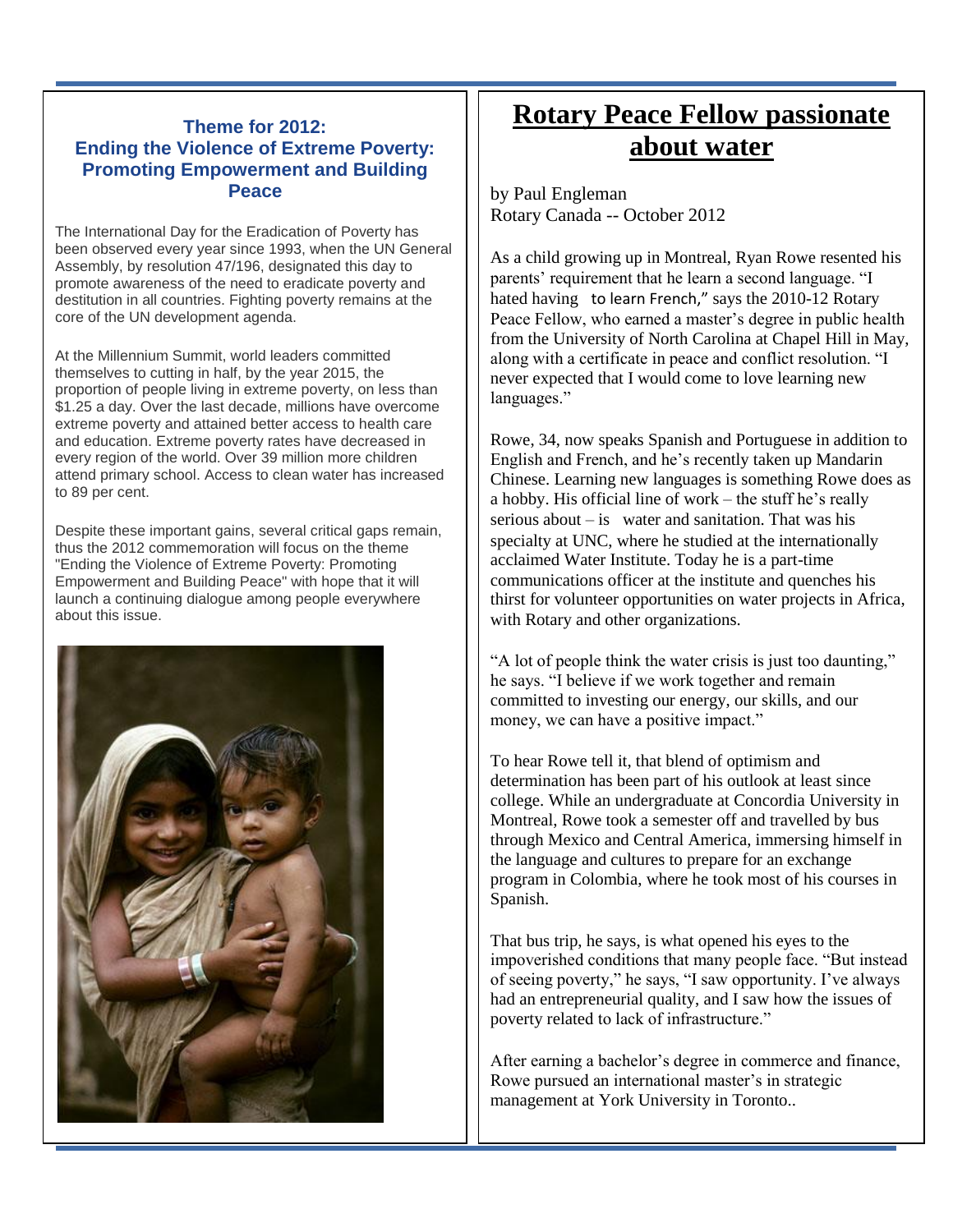## Theme for 2012: Ending the Violence of Extreme Poverty: Promoting Empowerment and Building Peace

The International Day for the Eradication of Poverty has been observed every year since 1993, when the UN General Assembly, by resolution 47/196, designated this day to promote awareness of the need to eradicate poverty and destitution in all countries. Fighting poverty remains at the core of the UN development agenda.

At the Millennium Summit, world leaders committed themselves to cutting in half, by the year 2015, the proportion of people living in extreme poverty, on less than $1.25 a day. Over the last decade, millions have overcome extreme poverty and attained better access to health care and education. Extreme poverty rates have decreased in every region of the world. Over 39 million more children attend primary school. Access to clean water has increased to 89 per cent.

Despite these important gains, several critical gaps remain, thus the 2012 commemoration will focus on the theme "Ending the Violence of Extreme Poverty: Promoting Empowerment and Building Peace" with hope that it will launch a continuing dialogue among people everywhere about this issue.

# Rotary Peace Fellow passionate about water

by Paul Engleman
Rotary Canada -- October 2012

As a child growing up in Montreal, Ryan Rowe resented his parents' requirement that he learn a second language. "I hated having to learn French," says the 2010-12 Rotary Peace Fellow, who earned a master's degree in public health from the University of North Carolina at Chapel Hill in May, along with a certificate in peace and conflict resolution. "I never expected that I would come to love learning new languages."

Rowe, 34, now speaks Spanish and Portuguese in addition to English and French, and he's recently taken up Mandarin Chinese. Learning new languages is something Rowe does as a hobby. His official line of work – the stuff he's really serious about – is water and sanitation. That was his specialty at UNC, where he studied at the internationally acclaimed Water Institute. Today he is a part-time communications officer at the institute and quenches his thirst for volunteer opportunities on water projects in Africa, with Rotary and other organizations.

"A lot of people think the water crisis is just too daunting," he says. "I believe if we work together and remain committed to investing our energy, our skills, and our money, we can have a positive impact."

To hear Rowe tell it, that blend of optimism and determination has been part of his outlook at least since college. While an undergraduate at Concordia University in Montreal, Rowe took a semester off and travelled by bus through Mexico and Central America, immersing himself in the language and cultures to prepare for an exchange program in Colombia, where he took most of his courses in Spanish.

That bus trip, he says, is what opened his eyes to the impoverished conditions that many people face. "But instead of seeing poverty," he says, "I saw opportunity. I've always had an entrepreneurial quality, and I saw how the issues of poverty related to lack of infrastructure."

After earning a bachelor's degree in commerce and finance, Rowe pursued an international master's in strategic management at York University in Toronto..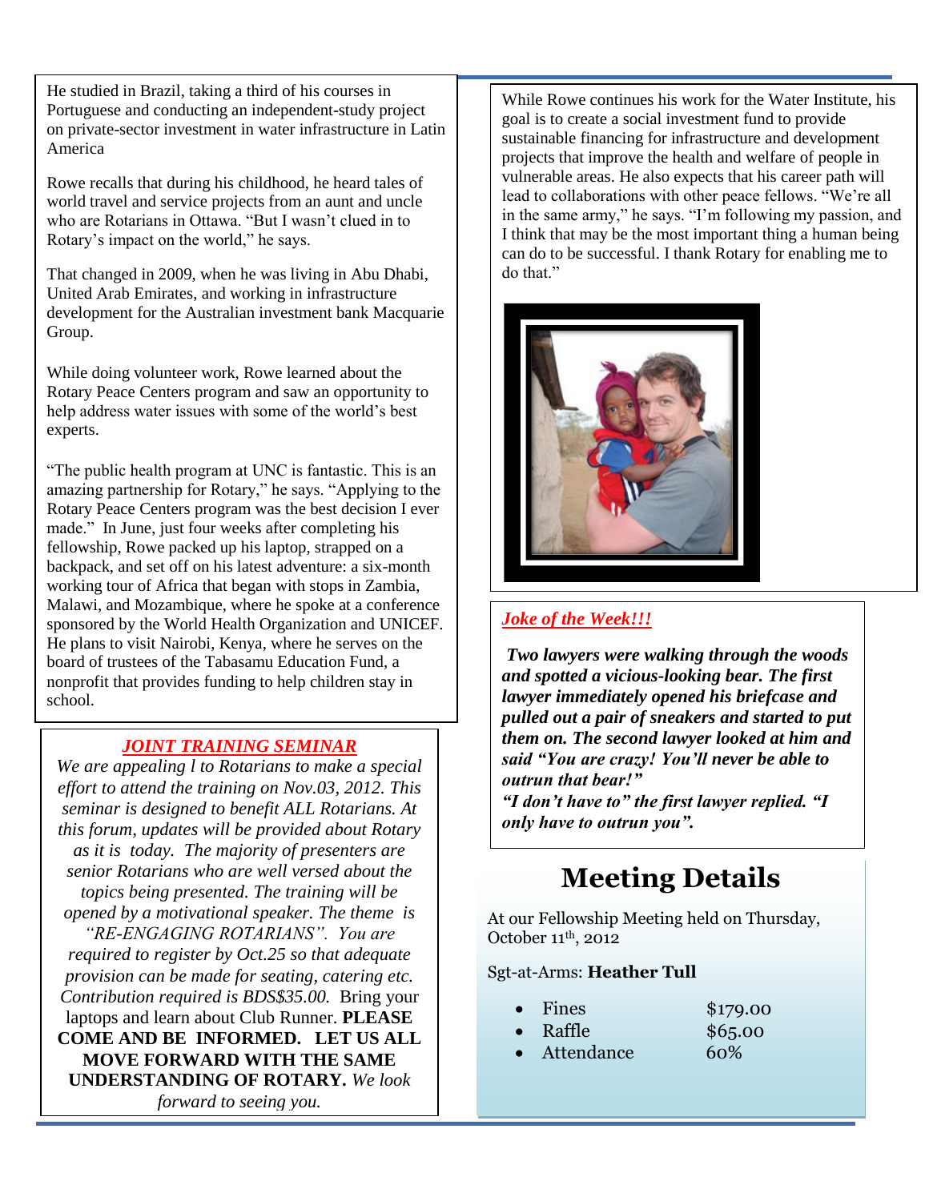He studied in Brazil, taking a third of his courses in Portuguese and conducting an independent-study project on private-sector investment in water infrastructure in Latin America

Rowe recalls that during his childhood, he heard tales of world travel and service projects from an aunt and uncle who are Rotarians in Ottawa. "But I wasn't clued in to Rotary's impact on the world," he says.

That changed in 2009, when he was living in Abu Dhabi, United Arab Emirates, and working in infrastructure development for the Australian investment bank Macquarie Group.

While doing volunteer work, Rowe learned about the Rotary Peace Centers program and saw an opportunity to help address water issues with some of the world's best experts.

"The public health program at UNC is fantastic. This is an amazing partnership for Rotary," he says. "Applying to the Rotary Peace Centers program was the best decision I ever made." In June, just four weeks after completing his fellowship, Rowe packed up his laptop, strapped on a backpack, and set off on his latest adventure: a six-month working tour of Africa that began with stops in Zambia, Malawi, and Mozambique, where he spoke at a conference sponsored by the World Health Organization and UNICEF. He plans to visit Nairobi, Kenya, where he serves on the board of trustees of the Tabasamu Education Fund, a nonprofit that provides funding to help children stay in school.

While Rowe continues his work for the Water Institute, his goal is to create a social investment fund to provide sustainable financing for infrastructure and development projects that improve the health and welfare of people in vulnerable areas. He also expects that his career path will lead to collaborations with other peace fellows. "We're all in the same army," he says. "I'm following my passion, and I think that may be the most important thing a human being can do to be successful. I thank Rotary for enabling me to do that."

## JOINT TRAINING SEMINAR

*We are appealing l to Rotarians to make a special effort to attend the training on Nov.03, 2012. This seminar is designed to benefit ALL Rotarians. At this forum, updates will be provided about Rotary as it is today. The majority of presenters are senior Rotarians who are well versed about the topics being presented. The training will be opened by a motivational speaker. The theme is "RE-ENGAGING ROTARIANS". You are required to register by Oct.25 so that adequate provision can be made for seating, catering etc. Contribution required is BDS$35.00.* Bring your laptops and learn about Club Runner. **PLEASE COME AND BE INFORMED. LET US ALL MOVE FORWARD WITH THE SAME UNDERSTANDING OF ROTARY.** *We look forward to seeing you.*

## Joke of the Week!!!

***Two lawyers were walking through the woods and spotted a vicious-looking bear. The first lawyer immediately opened his briefcase and pulled out a pair of sneakers and started to put them on. The second lawyer looked at him and said "You are crazy! You'll never be able to outrun that bear!"***

***"I don't have to" the first lawyer replied. "I only have to outrun you".***

# Meeting Details

At our Fellowship Meeting held on Thursday, October 11th, 2012

Sgt-at-Arms: **Heather Tull**

- Fines $179.00
- Raffle $65.00
- Attendance 60%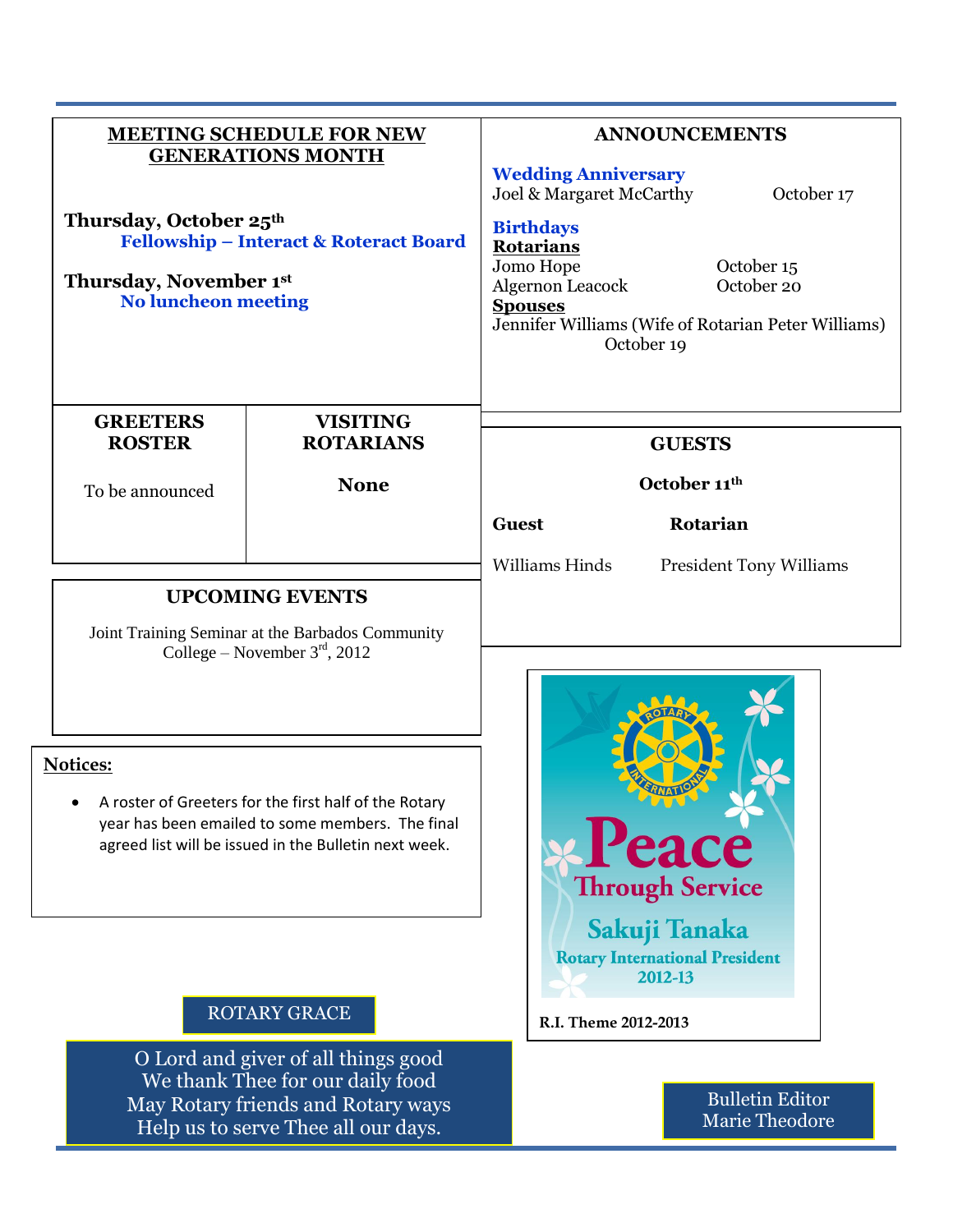## MEETING SCHEDULE FOR NEW GENERATIONS MONTH

**Thursday, October 25th**
**Fellowship – Interact & Roteract Board**

**Thursday, November 1st**
**No luncheon meeting**

## GREETERS ROSTER

To be announced

## VISITING ROTARIANS

**None**

## UPCOMING EVENTS

Joint Training Seminar at the Barbados Community College – November 3rd, 2012

**Notices:**

- A roster of Greeters for the first half of the Rotary year has been emailed to some members. The final agreed list will be issued in the Bulletin next week.

## ANNOUNCEMENTS

**Wedding Anniversary**

Joel & Margaret McCarthy October 17

**Birthdays**

**Rotarians**

Jomo Hope October 15
Algernon Leacock October 20

**Spouses**

Jennifer Williams (Wife of Rotarian Peter Williams) October 19

## GUESTS

**October 11th**

| Guest | Rotarian |
|---|---|
| Williams Hinds | President Tony Williams |

Peace Through Service
Sakuji Tanaka
Rotary International President 2012-13

**R.I. Theme 2012-2013**

ROTARY GRACE

O Lord and giver of all things good
We thank Thee for our daily food
May Rotary friends and Rotary ways
Help us to serve Thee all our days.

Bulletin Editor
Marie Theodore